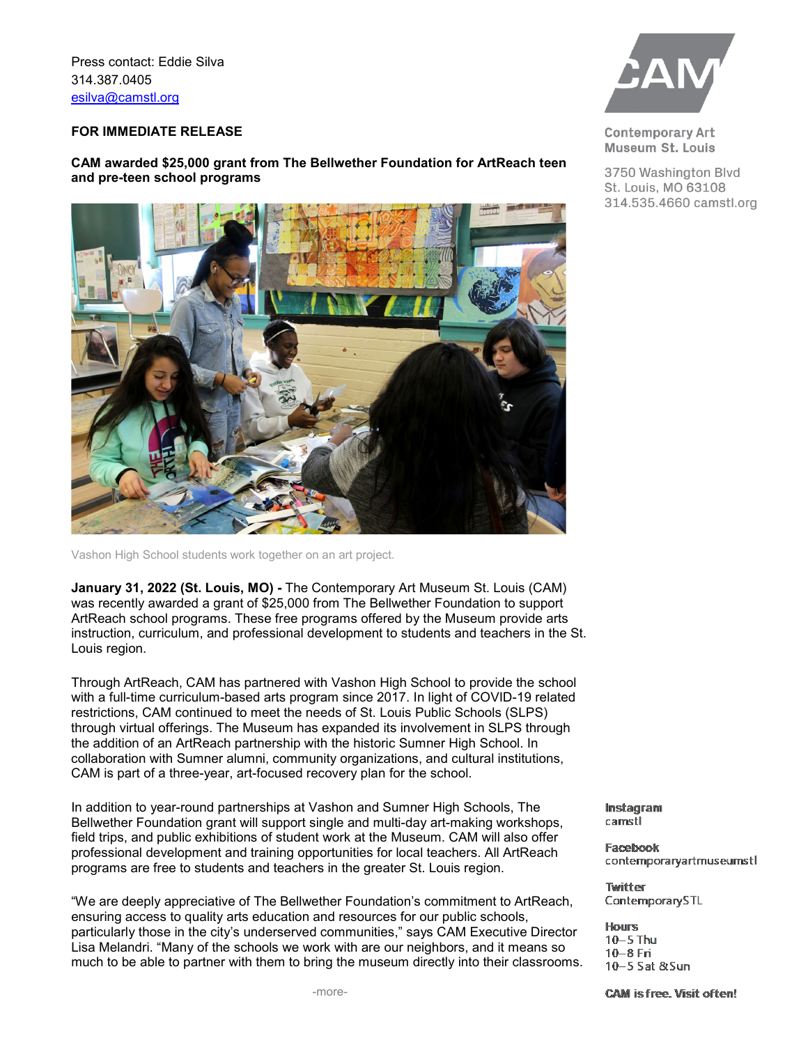Press contact: Eddie Silva
314.387.0405
esilva@camstl.org

**FOR IMMEDIATE RELEASE**

**CAM awarded $25,000 grant from The Bellwether Foundation for ArtReach teen and pre-teen school programs**

Vashon High School students work together on an art project.

**January 31, 2022 (St. Louis, MO) -** The Contemporary Art Museum St. Louis (CAM) was recently awarded a grant of $25,000 from The Bellwether Foundation to support ArtReach school programs. These free programs offered by the Museum provide arts instruction, curriculum, and professional development to students and teachers in the St. Louis region.

Through ArtReach, CAM has partnered with Vashon High School to provide the school with a full-time curriculum-based arts program since 2017. In light of COVID-19 related restrictions, CAM continued to meet the needs of St. Louis Public Schools (SLPS) through virtual offerings. The Museum has expanded its involvement in SLPS through the addition of an ArtReach partnership with the historic Sumner High School. In collaboration with Sumner alumni, community organizations, and cultural institutions, CAM is part of a three-year, art-focused recovery plan for the school.

In addition to year-round partnerships at Vashon and Sumner High Schools, The Bellwether Foundation grant will support single and multi-day art-making workshops, field trips, and public exhibitions of student work at the Museum. CAM will also offer professional development and training opportunities for local teachers. All ArtReach programs are free to students and teachers in the greater St. Louis region.

"We are deeply appreciative of The Bellwether Foundation's commitment to ArtReach, ensuring access to quality arts education and resources for our public schools, particularly those in the city's underserved communities," says CAM Executive Director Lisa Melandri. "Many of the schools we work with are our neighbors, and it means so much to be able to partner with them to bring the museum directly into their classrooms.

-more-

CAM

Contemporary Art Museum St. Louis

3750 Washington Blvd
St. Louis, MO 63108
314.535.4660 camstl.org

**Instagram**
camstl

**Facebook**
contemporaryartmuseumstl

**Twitter**
ContemporarySTL

**Hours**
10–5 Thu
10–8 Fri
10–5 Sat & Sun

**CAM is free. Visit often!**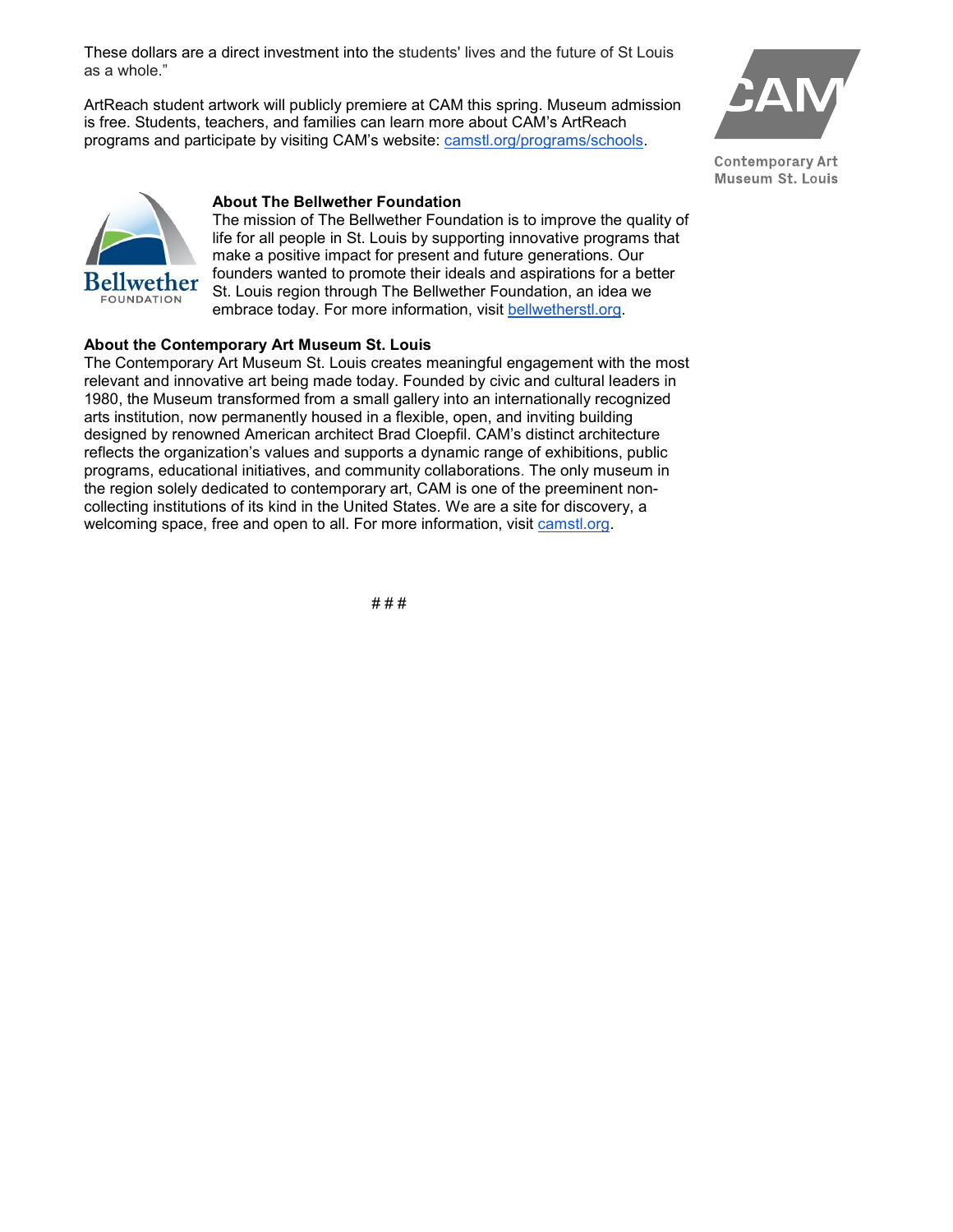These dollars are a direct investment into the students' lives and the future of St Louis as a whole."

ArtReach student artwork will publicly premiere at CAM this spring. Museum admission is free. Students, teachers, and families can learn more about CAM's ArtReach programs and participate by visiting CAM's website: camstl.org/programs/schools.

**About The Bellwether Foundation**

The mission of The Bellwether Foundation is to improve the quality of life for all people in St. Louis by supporting innovative programs that make a positive impact for present and future generations. Our founders wanted to promote their ideals and aspirations for a better St. Louis region through The Bellwether Foundation, an idea we embrace today. For more information, visit bellwetherstl.org.

**About the Contemporary Art Museum St. Louis**

The Contemporary Art Museum St. Louis creates meaningful engagement with the most relevant and innovative art being made today. Founded by civic and cultural leaders in 1980, the Museum transformed from a small gallery into an internationally recognized arts institution, now permanently housed in a flexible, open, and inviting building designed by renowned American architect Brad Cloepfil. CAM's distinct architecture reflects the organization's values and supports a dynamic range of exhibitions, public programs, educational initiatives, and community collaborations. The only museum in the region solely dedicated to contemporary art, CAM is one of the preeminent non-collecting institutions of its kind in the United States. We are a site for discovery, a welcoming space, free and open to all. For more information, visit camstl.org.

# # #